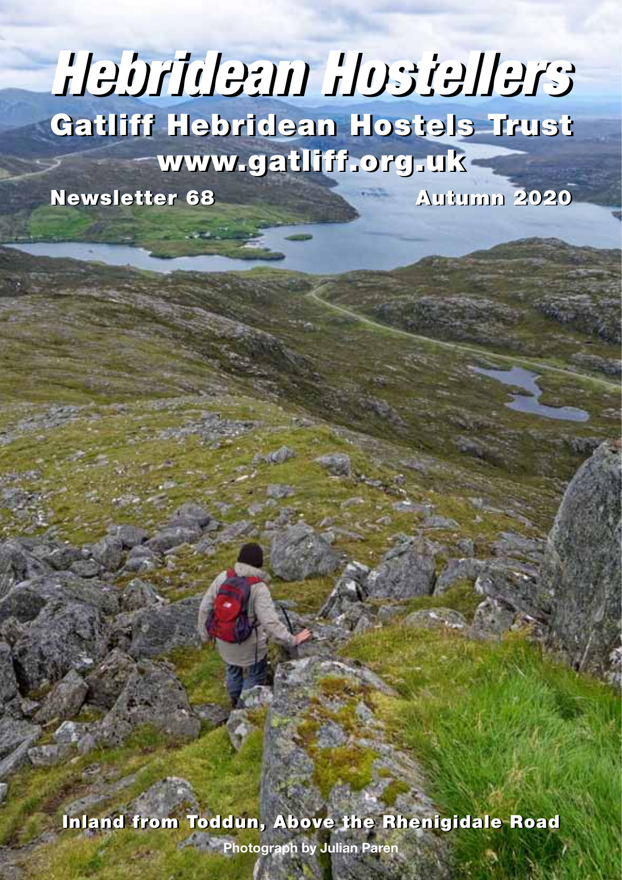# Hebridean Hostellers

## Gatliff Hebridean Hostels Trust

www.gatliff.org.uk

Newsletter 68 — Autumn 2020

**Inland from Toddun, Above the Rhenigidale Road**

Photograph by Julian Paren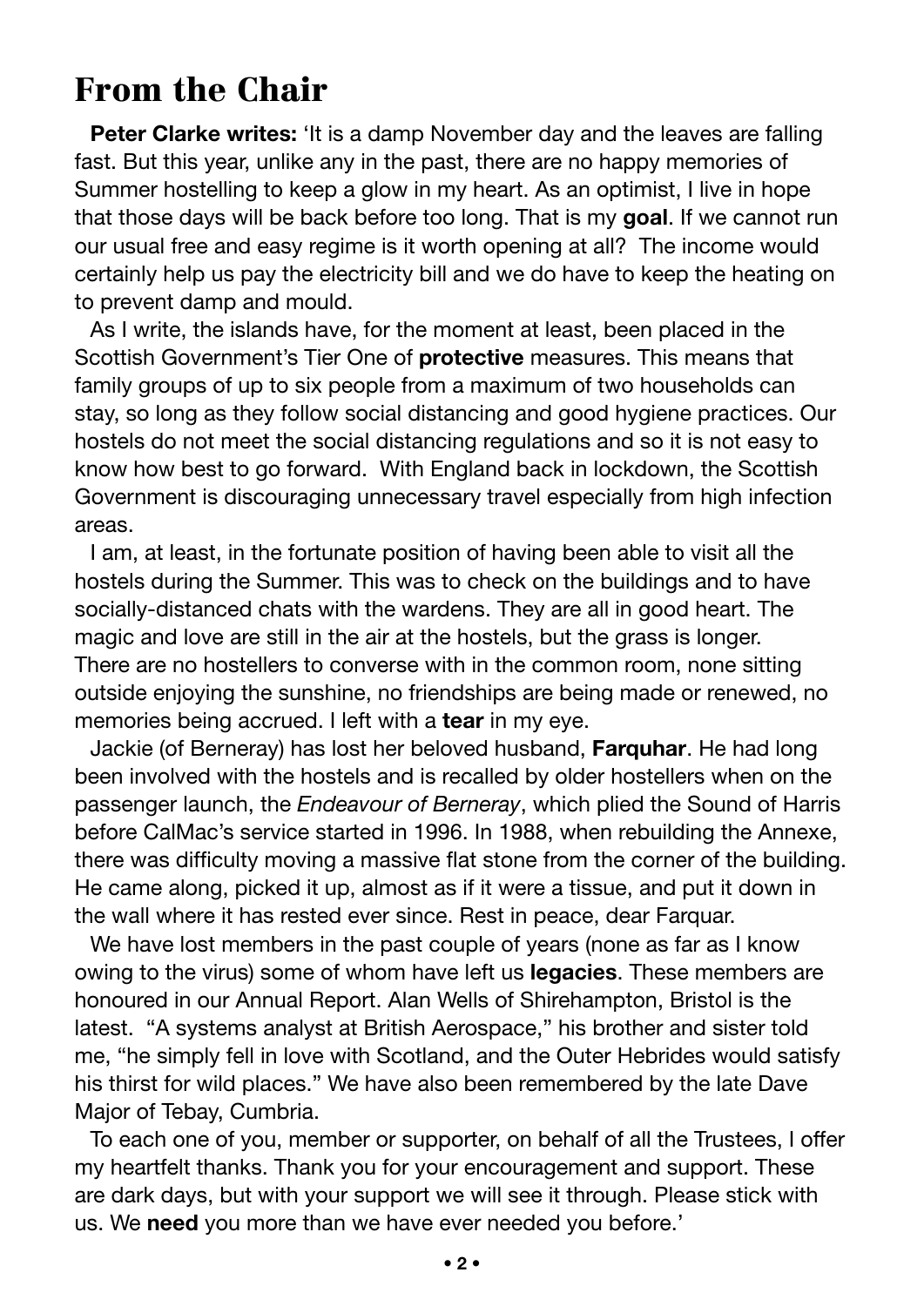# From the Chair

**Peter Clarke writes:** 'It is a damp November day and the leaves are falling fast. But this year, unlike any in the past, there are no happy memories of Summer hostelling to keep a glow in my heart. As an optimist, I live in hope that those days will be back before too long. That is my **goal**. If we cannot run our usual free and easy regime is it worth opening at all? The income would certainly help us pay the electricity bill and we do have to keep the heating on to prevent damp and mould.

As I write, the islands have, for the moment at least, been placed in the Scottish Government's Tier One of **protective** measures. This means that family groups of up to six people from a maximum of two households can stay, so long as they follow social distancing and good hygiene practices. Our hostels do not meet the social distancing regulations and so it is not easy to know how best to go forward. With England back in lockdown, the Scottish Government is discouraging unnecessary travel especially from high infection areas.

I am, at least, in the fortunate position of having been able to visit all the hostels during the Summer. This was to check on the buildings and to have socially-distanced chats with the wardens. They are all in good heart. The magic and love are still in the air at the hostels, but the grass is longer. There are no hostellers to converse with in the common room, none sitting outside enjoying the sunshine, no friendships are being made or renewed, no memories being accrued. I left with a **tear** in my eye.

Jackie (of Berneray) has lost her beloved husband, **Farquhar**. He had long been involved with the hostels and is recalled by older hostellers when on the passenger launch, the *Endeavour of Berneray*, which plied the Sound of Harris before CalMac's service started in 1996. In 1988, when rebuilding the Annexe, there was difficulty moving a massive flat stone from the corner of the building. He came along, picked it up, almost as if it were a tissue, and put it down in the wall where it has rested ever since. Rest in peace, dear Farquar.

We have lost members in the past couple of years (none as far as I know owing to the virus) some of whom have left us **legacies**. These members are honoured in our Annual Report. Alan Wells of Shirehampton, Bristol is the latest. "A systems analyst at British Aerospace," his brother and sister told me, "he simply fell in love with Scotland, and the Outer Hebrides would satisfy his thirst for wild places." We have also been remembered by the late Dave Major of Tebay, Cumbria.

To each one of you, member or supporter, on behalf of all the Trustees, I offer my heartfelt thanks. Thank you for your encouragement and support. These are dark days, but with your support we will see it through. Please stick with us. We **need** you more than we have ever needed you before.'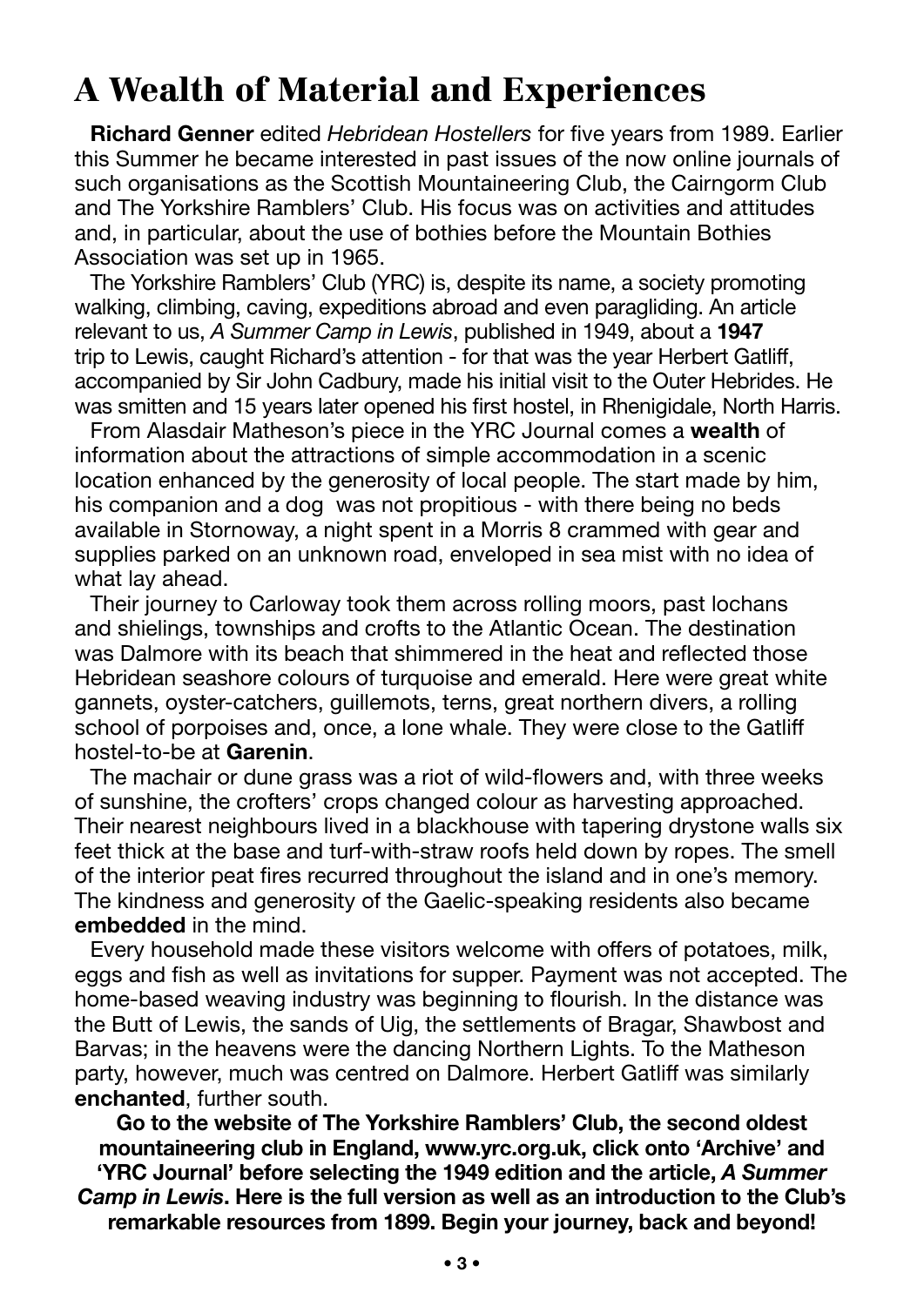# A Wealth of Material and Experiences

**Richard Genner** edited *Hebridean Hostellers* for five years from 1989. Earlier this Summer he became interested in past issues of the now online journals of such organisations as the Scottish Mountaineering Club, the Cairngorm Club and The Yorkshire Ramblers' Club. His focus was on activities and attitudes and, in particular, about the use of bothies before the Mountain Bothies Association was set up in 1965.

The Yorkshire Ramblers' Club (YRC) is, despite its name, a society promoting walking, climbing, caving, expeditions abroad and even paragliding. An article relevant to us, *A Summer Camp in Lewis*, published in 1949, about a **1947** trip to Lewis, caught Richard's attention - for that was the year Herbert Gatliff, accompanied by Sir John Cadbury, made his initial visit to the Outer Hebrides. He was smitten and 15 years later opened his first hostel, in Rhenigidale, North Harris.

From Alasdair Matheson's piece in the YRC Journal comes a **wealth** of information about the attractions of simple accommodation in a scenic location enhanced by the generosity of local people. The start made by him, his companion and a dog was not propitious - with there being no beds available in Stornoway, a night spent in a Morris 8 crammed with gear and supplies parked on an unknown road, enveloped in sea mist with no idea of what lay ahead.

Their journey to Carloway took them across rolling moors, past lochans and shielings, townships and crofts to the Atlantic Ocean. The destination was Dalmore with its beach that shimmered in the heat and reflected those Hebridean seashore colours of turquoise and emerald. Here were great white gannets, oyster-catchers, guillemots, terns, great northern divers, a rolling school of porpoises and, once, a lone whale. They were close to the Gatliff hostel-to-be at **Garenin**.

The machair or dune grass was a riot of wild-flowers and, with three weeks of sunshine, the crofters' crops changed colour as harvesting approached. Their nearest neighbours lived in a blackhouse with tapering drystone walls six feet thick at the base and turf-with-straw roofs held down by ropes. The smell of the interior peat fires recurred throughout the island and in one's memory. The kindness and generosity of the Gaelic-speaking residents also became **embedded** in the mind.

Every household made these visitors welcome with offers of potatoes, milk, eggs and fish as well as invitations for supper. Payment was not accepted. The home-based weaving industry was beginning to flourish. In the distance was the Butt of Lewis, the sands of Uig, the settlements of Bragar, Shawbost and Barvas; in the heavens were the dancing Northern Lights. To the Matheson party, however, much was centred on Dalmore. Herbert Gatliff was similarly **enchanted**, further south.

**Go to the website of The Yorkshire Ramblers' Club, the second oldest mountaineering club in England, www.yrc.org.uk, click onto 'Archive' and 'YRC Journal' before selecting the 1949 edition and the article, *A Summer Camp in Lewis*. Here is the full version as well as an introduction to the Club's remarkable resources from 1899. Begin your journey, back and beyond!**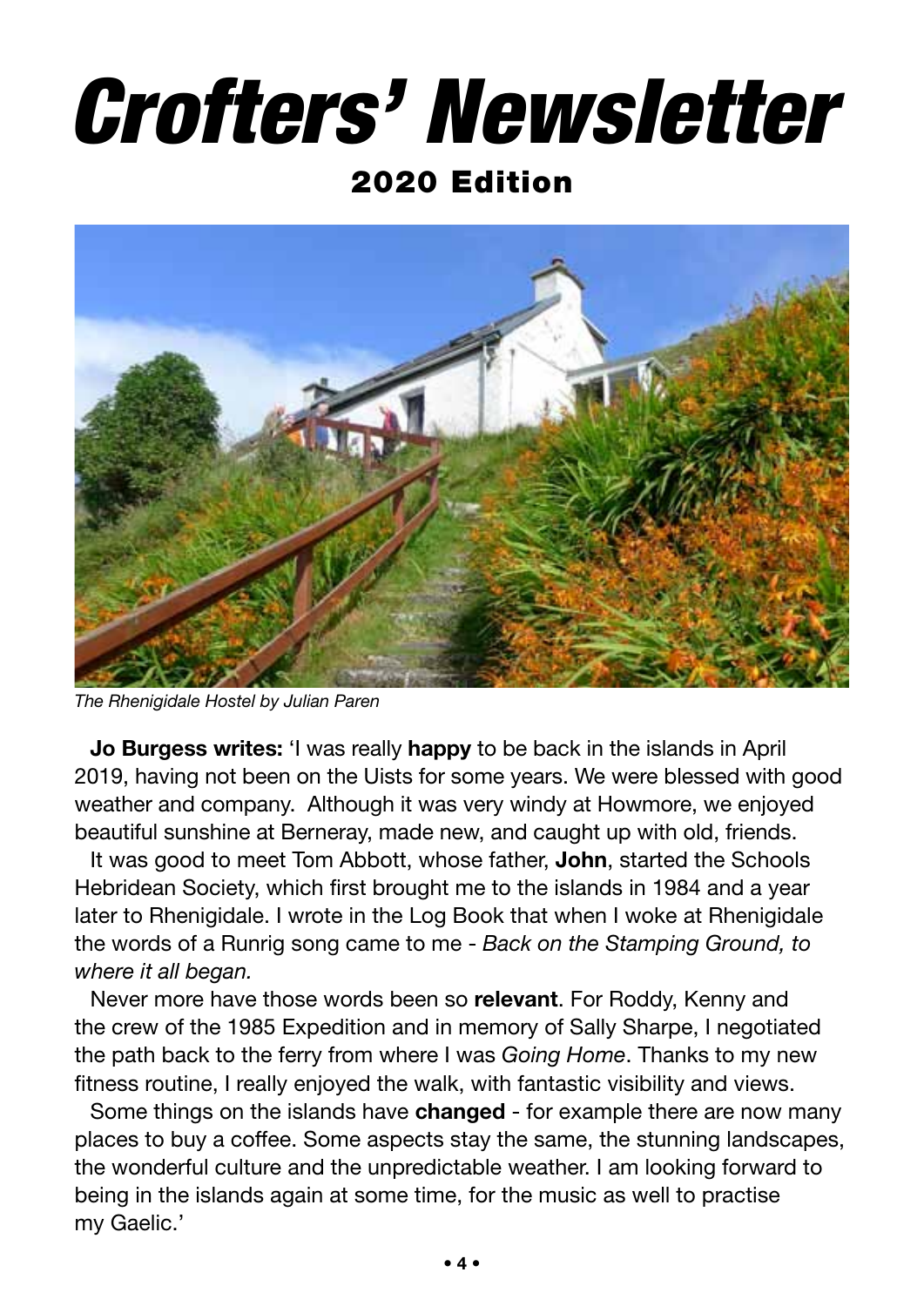# Crofters' Newsletter

## 2020 Edition

*The Rhenigidale Hostel by Julian Paren*

**Jo Burgess writes:** 'I was really **happy** to be back in the islands in April 2019, having not been on the Uists for some years. We were blessed with good weather and company. Although it was very windy at Howmore, we enjoyed beautiful sunshine at Berneray, made new, and caught up with old, friends.

It was good to meet Tom Abbott, whose father, **John**, started the Schools Hebridean Society, which first brought me to the islands in 1984 and a year later to Rhenigidale. I wrote in the Log Book that when I woke at Rhenigidale the words of a Runrig song came to me - *Back on the Stamping Ground, to where it all began.*

Never more have those words been so **relevant**. For Roddy, Kenny and the crew of the 1985 Expedition and in memory of Sally Sharpe, I negotiated the path back to the ferry from where I was *Going Home*. Thanks to my new fitness routine, I really enjoyed the walk, with fantastic visibility and views.

Some things on the islands have **changed** - for example there are now many places to buy a coffee. Some aspects stay the same, the stunning landscapes, the wonderful culture and the unpredictable weather. I am looking forward to being in the islands again at some time, for the music as well to practise my Gaelic.'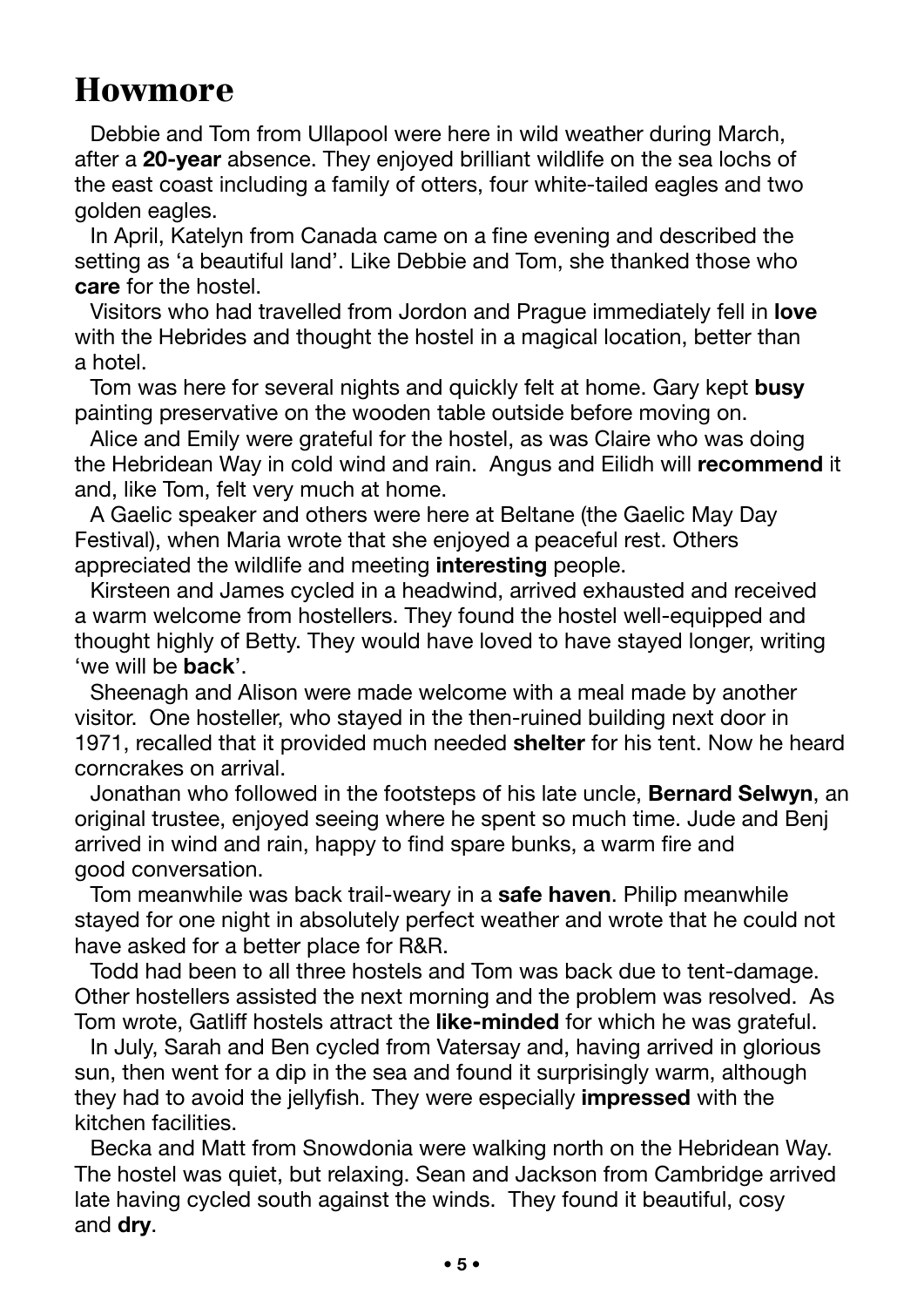# Howmore

Debbie and Tom from Ullapool were here in wild weather during March, after a **20-year** absence. They enjoyed brilliant wildlife on the sea lochs of the east coast including a family of otters, four white-tailed eagles and two golden eagles.

In April, Katelyn from Canada came on a fine evening and described the setting as 'a beautiful land'. Like Debbie and Tom, she thanked those who **care** for the hostel.

Visitors who had travelled from Jordon and Prague immediately fell in **love** with the Hebrides and thought the hostel in a magical location, better than a hotel.

Tom was here for several nights and quickly felt at home. Gary kept **busy** painting preservative on the wooden table outside before moving on.

Alice and Emily were grateful for the hostel, as was Claire who was doing the Hebridean Way in cold wind and rain. Angus and Eilidh will **recommend** it and, like Tom, felt very much at home.

A Gaelic speaker and others were here at Beltane (the Gaelic May Day Festival), when Maria wrote that she enjoyed a peaceful rest. Others appreciated the wildlife and meeting **interesting** people.

Kirsteen and James cycled in a headwind, arrived exhausted and received a warm welcome from hostellers. They found the hostel well-equipped and thought highly of Betty. They would have loved to have stayed longer, writing 'we will be **back**'.

Sheenagh and Alison were made welcome with a meal made by another visitor. One hosteller, who stayed in the then-ruined building next door in 1971, recalled that it provided much needed **shelter** for his tent. Now he heard corncrakes on arrival.

Jonathan who followed in the footsteps of his late uncle, **Bernard Selwyn**, an original trustee, enjoyed seeing where he spent so much time. Jude and Benj arrived in wind and rain, happy to find spare bunks, a warm fire and good conversation.

Tom meanwhile was back trail-weary in a **safe haven**. Philip meanwhile stayed for one night in absolutely perfect weather and wrote that he could not have asked for a better place for R&R.

Todd had been to all three hostels and Tom was back due to tent-damage. Other hostellers assisted the next morning and the problem was resolved. As Tom wrote, Gatliff hostels attract the **like-minded** for which he was grateful.

In July, Sarah and Ben cycled from Vatersay and, having arrived in glorious sun, then went for a dip in the sea and found it surprisingly warm, although they had to avoid the jellyfish. They were especially **impressed** with the kitchen facilities.

Becka and Matt from Snowdonia were walking north on the Hebridean Way. The hostel was quiet, but relaxing. Sean and Jackson from Cambridge arrived late having cycled south against the winds. They found it beautiful, cosy and **dry**.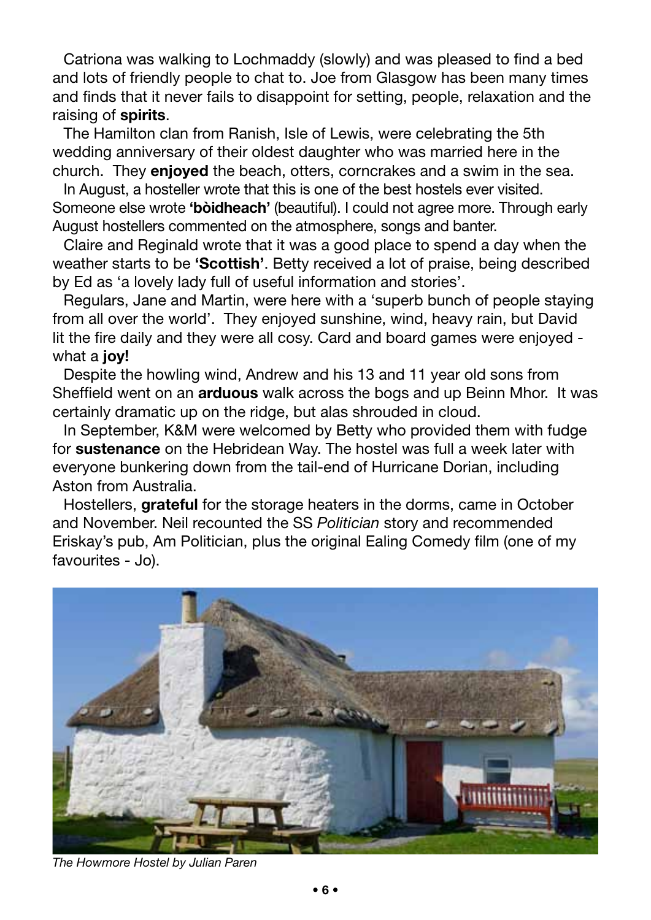Catriona was walking to Lochmaddy (slowly) and was pleased to find a bed and lots of friendly people to chat to. Joe from Glasgow has been many times and finds that it never fails to disappoint for setting, people, relaxation and the raising of **spirits**.

The Hamilton clan from Ranish, Isle of Lewis, were celebrating the 5th wedding anniversary of their oldest daughter who was married here in the church. They **enjoyed** the beach, otters, corncrakes and a swim in the sea.

In August, a hosteller wrote that this is one of the best hostels ever visited. Someone else wrote **'bòidheach'** (beautiful). I could not agree more. Through early August hostellers commented on the atmosphere, songs and banter.

Claire and Reginald wrote that it was a good place to spend a day when the weather starts to be **'Scottish'**. Betty received a lot of praise, being described by Ed as 'a lovely lady full of useful information and stories'.

Regulars, Jane and Martin, were here with a 'superb bunch of people staying from all over the world'. They enjoyed sunshine, wind, heavy rain, but David lit the fire daily and they were all cosy. Card and board games were enjoyed - what a **joy!**

Despite the howling wind, Andrew and his 13 and 11 year old sons from Sheffield went on an **arduous** walk across the bogs and up Beinn Mhor. It was certainly dramatic up on the ridge, but alas shrouded in cloud.

In September, K&M were welcomed by Betty who provided them with fudge for **sustenance** on the Hebridean Way. The hostel was full a week later with everyone bunkering down from the tail-end of Hurricane Dorian, including Aston from Australia.

Hostellers, **grateful** for the storage heaters in the dorms, came in October and November. Neil recounted the SS *Politician* story and recommended Eriskay's pub, Am Politician, plus the original Ealing Comedy film (one of my favourites - Jo).

*The Howmore Hostel by Julian Paren*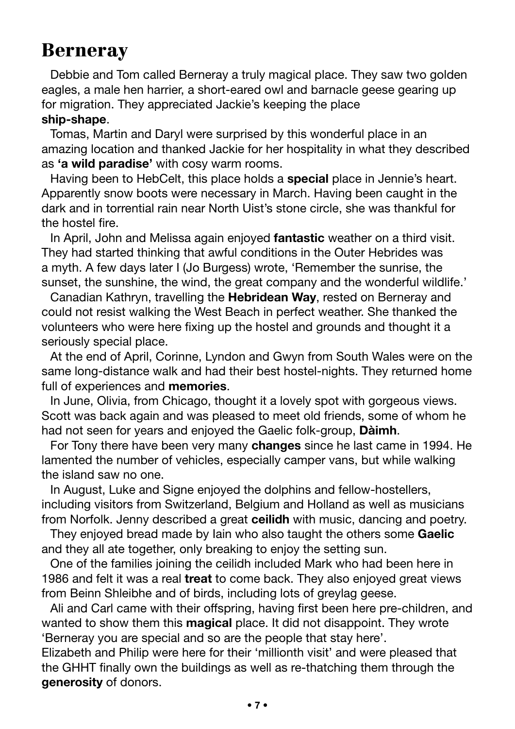# Berneray

Debbie and Tom called Berneray a truly magical place. They saw two golden eagles, a male hen harrier, a short-eared owl and barnacle geese gearing up for migration. They appreciated Jackie's keeping the place **ship-shape**.

Tomas, Martin and Daryl were surprised by this wonderful place in an amazing location and thanked Jackie for her hospitality in what they described as **'a wild paradise'** with cosy warm rooms.

Having been to HebCelt, this place holds a **special** place in Jennie's heart. Apparently snow boots were necessary in March. Having been caught in the dark and in torrential rain near North Uist's stone circle, she was thankful for the hostel fire.

In April, John and Melissa again enjoyed **fantastic** weather on a third visit. They had started thinking that awful conditions in the Outer Hebrides was a myth. A few days later I (Jo Burgess) wrote, 'Remember the sunrise, the sunset, the sunshine, the wind, the great company and the wonderful wildlife.'

Canadian Kathryn, travelling the **Hebridean Way**, rested on Berneray and could not resist walking the West Beach in perfect weather. She thanked the volunteers who were here fixing up the hostel and grounds and thought it a seriously special place.

At the end of April, Corinne, Lyndon and Gwyn from South Wales were on the same long-distance walk and had their best hostel-nights. They returned home full of experiences and **memories**.

In June, Olivia, from Chicago, thought it a lovely spot with gorgeous views. Scott was back again and was pleased to meet old friends, some of whom he had not seen for years and enjoyed the Gaelic folk-group, **Dàimh**.

For Tony there have been very many **changes** since he last came in 1994. He lamented the number of vehicles, especially camper vans, but while walking the island saw no one.

In August, Luke and Signe enjoyed the dolphins and fellow-hostellers, including visitors from Switzerland, Belgium and Holland as well as musicians from Norfolk. Jenny described a great **ceilidh** with music, dancing and poetry.

They enjoyed bread made by Iain who also taught the others some **Gaelic** and they all ate together, only breaking to enjoy the setting sun.

One of the families joining the ceilidh included Mark who had been here in 1986 and felt it was a real **treat** to come back. They also enjoyed great views from Beinn Shleibhe and of birds, including lots of greylag geese.

Ali and Carl came with their offspring, having first been here pre-children, and wanted to show them this **magical** place. It did not disappoint. They wrote 'Berneray you are special and so are the people that stay here'.

Elizabeth and Philip were here for their 'millionth visit' and were pleased that the GHHT finally own the buildings as well as re-thatching them through the **generosity** of donors.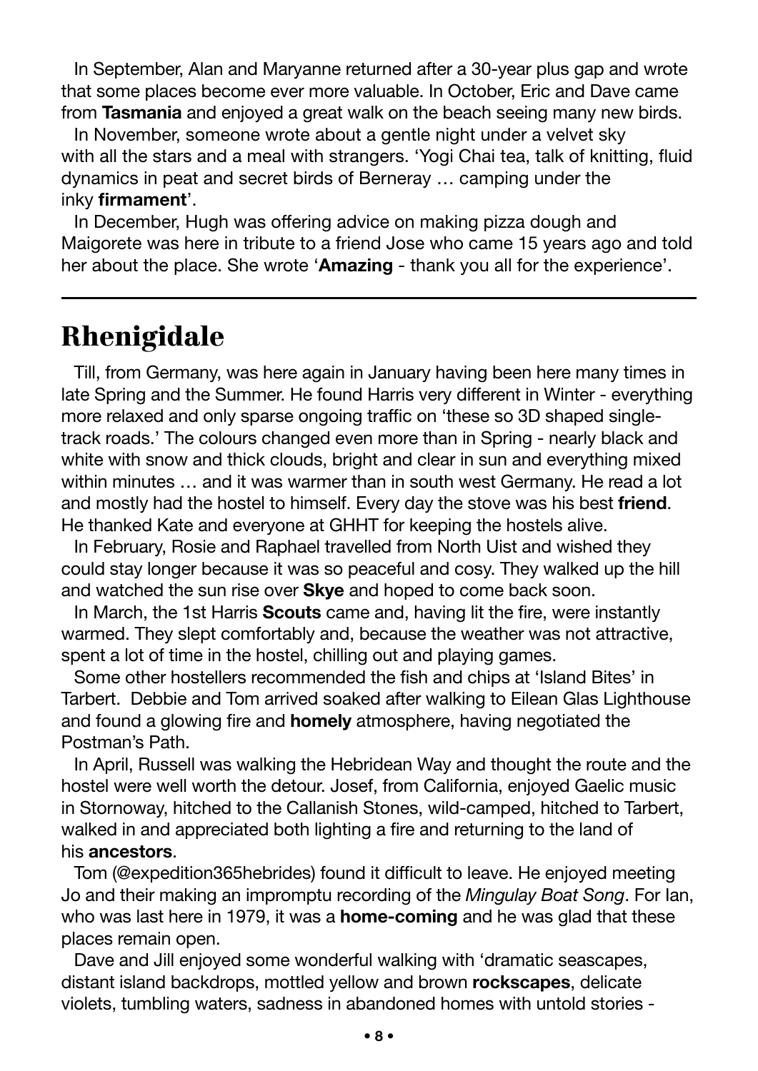In September, Alan and Maryanne returned after a 30-year plus gap and wrote that some places become ever more valuable. In October, Eric and Dave came from **Tasmania** and enjoyed a great walk on the beach seeing many new birds.

In November, someone wrote about a gentle night under a velvet sky with all the stars and a meal with strangers. 'Yogi Chai tea, talk of knitting, fluid dynamics in peat and secret birds of Berneray … camping under the inky **firmament**'.

In December, Hugh was offering advice on making pizza dough and Maigorete was here in tribute to a friend Jose who came 15 years ago and told her about the place. She wrote '**Amazing** - thank you all for the experience'.

---

## Rhenigidale

Till, from Germany, was here again in January having been here many times in late Spring and the Summer. He found Harris very different in Winter - everything more relaxed and only sparse ongoing traffic on 'these so 3D shaped single-track roads.' The colours changed even more than in Spring - nearly black and white with snow and thick clouds, bright and clear in sun and everything mixed within minutes … and it was warmer than in south west Germany. He read a lot and mostly had the hostel to himself. Every day the stove was his best **friend**. He thanked Kate and everyone at GHHT for keeping the hostels alive.

In February, Rosie and Raphael travelled from North Uist and wished they could stay longer because it was so peaceful and cosy. They walked up the hill and watched the sun rise over **Skye** and hoped to come back soon.

In March, the 1st Harris **Scouts** came and, having lit the fire, were instantly warmed. They slept comfortably and, because the weather was not attractive, spent a lot of time in the hostel, chilling out and playing games.

Some other hostellers recommended the fish and chips at 'Island Bites' in Tarbert. Debbie and Tom arrived soaked after walking to Eilean Glas Lighthouse and found a glowing fire and **homely** atmosphere, having negotiated the Postman's Path.

In April, Russell was walking the Hebridean Way and thought the route and the hostel were well worth the detour. Josef, from California, enjoyed Gaelic music in Stornoway, hitched to the Callanish Stones, wild-camped, hitched to Tarbert, walked in and appreciated both lighting a fire and returning to the land of his **ancestors**.

Tom (@expedition365hebrides) found it difficult to leave. He enjoyed meeting Jo and their making an impromptu recording of the *Mingulay Boat Song*. For Ian, who was last here in 1979, it was a **home-coming** and he was glad that these places remain open.

Dave and Jill enjoyed some wonderful walking with 'dramatic seascapes, distant island backdrops, mottled yellow and brown **rockscapes**, delicate violets, tumbling waters, sadness in abandoned homes with untold stories -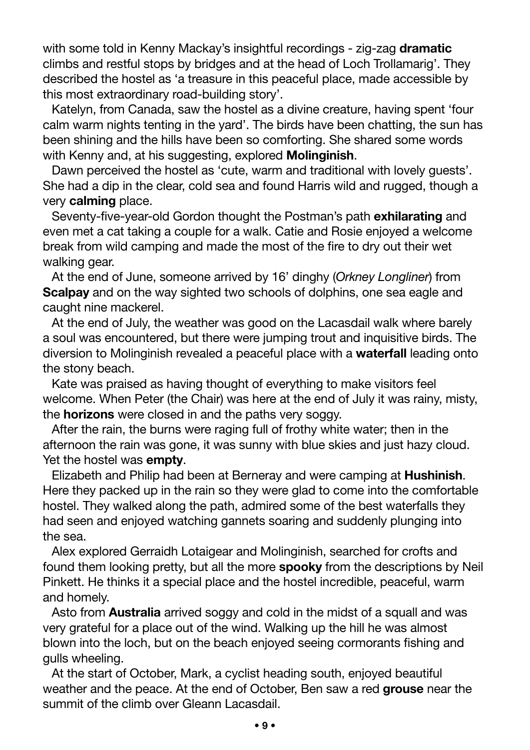with some told in Kenny Mackay's insightful recordings - zig-zag **dramatic** climbs and restful stops by bridges and at the head of Loch Trollamarig'. They described the hostel as 'a treasure in this peaceful place, made accessible by this most extraordinary road-building story'.

Katelyn, from Canada, saw the hostel as a divine creature, having spent 'four calm warm nights tenting in the yard'. The birds have been chatting, the sun has been shining and the hills have been so comforting. She shared some words with Kenny and, at his suggesting, explored **Molinginish**.

Dawn perceived the hostel as 'cute, warm and traditional with lovely guests'. She had a dip in the clear, cold sea and found Harris wild and rugged, though a very **calming** place.

Seventy-five-year-old Gordon thought the Postman's path **exhilarating** and even met a cat taking a couple for a walk. Catie and Rosie enjoyed a welcome break from wild camping and made the most of the fire to dry out their wet walking gear.

At the end of June, someone arrived by 16' dinghy (*Orkney Longliner*) from **Scalpay** and on the way sighted two schools of dolphins, one sea eagle and caught nine mackerel.

At the end of July, the weather was good on the Lacasdail walk where barely a soul was encountered, but there were jumping trout and inquisitive birds. The diversion to Molinginish revealed a peaceful place with a **waterfall** leading onto the stony beach.

Kate was praised as having thought of everything to make visitors feel welcome. When Peter (the Chair) was here at the end of July it was rainy, misty, the **horizons** were closed in and the paths very soggy.

After the rain, the burns were raging full of frothy white water; then in the afternoon the rain was gone, it was sunny with blue skies and just hazy cloud. Yet the hostel was **empty**.

Elizabeth and Philip had been at Berneray and were camping at **Hushinish**. Here they packed up in the rain so they were glad to come into the comfortable hostel. They walked along the path, admired some of the best waterfalls they had seen and enjoyed watching gannets soaring and suddenly plunging into the sea.

Alex explored Gerraidh Lotaigear and Molinginish, searched for crofts and found them looking pretty, but all the more **spooky** from the descriptions by Neil Pinkett. He thinks it a special place and the hostel incredible, peaceful, warm and homely.

Asto from **Australia** arrived soggy and cold in the midst of a squall and was very grateful for a place out of the wind. Walking up the hill he was almost blown into the loch, but on the beach enjoyed seeing cormorants fishing and gulls wheeling.

At the start of October, Mark, a cyclist heading south, enjoyed beautiful weather and the peace. At the end of October, Ben saw a red **grouse** near the summit of the climb over Gleann Lacasdail.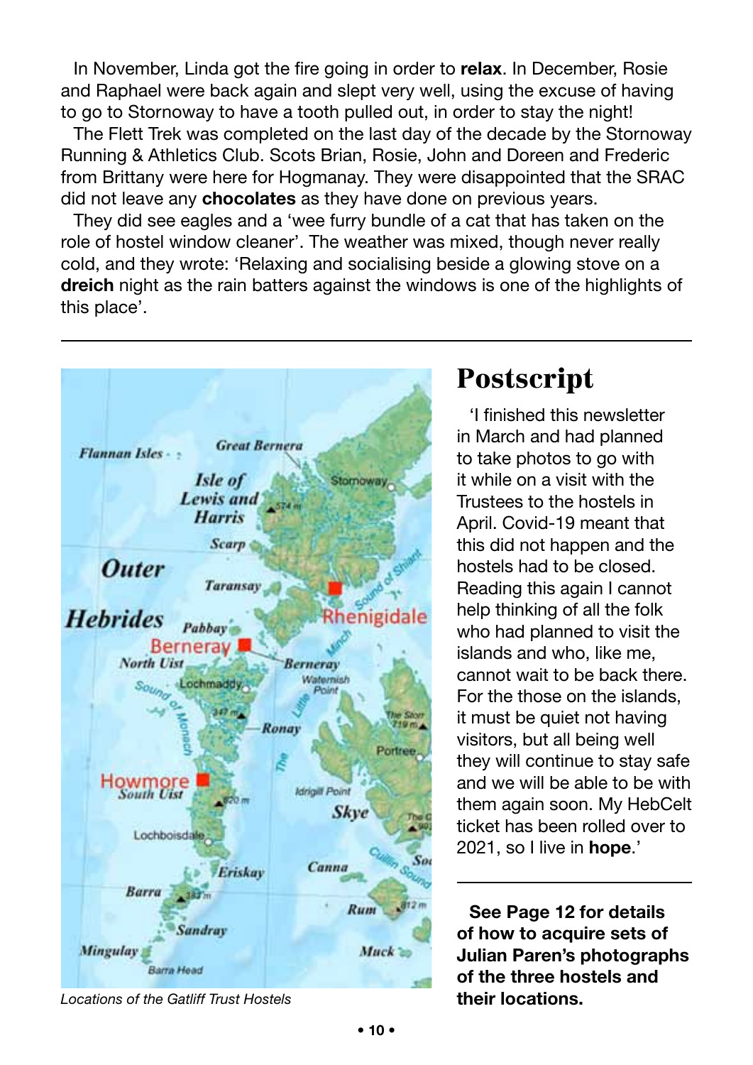In November, Linda got the fire going in order to **relax**. In December, Rosie and Raphael were back again and slept very well, using the excuse of having to go to Stornoway to have a tooth pulled out, in order to stay the night!

The Flett Trek was completed on the last day of the decade by the Stornoway Running & Athletics Club. Scots Brian, Rosie, John and Doreen and Frederic from Brittany were here for Hogmanay. They were disappointed that the SRAC did not leave any **chocolates** as they have done on previous years.

They did see eagles and a 'wee furry bundle of a cat that has taken on the role of hostel window cleaner'. The weather was mixed, though never really cold, and they wrote: 'Relaxing and socialising beside a glowing stove on a **dreich** night as the rain batters against the windows is one of the highlights of this place'.

---

*Locations of the Gatliff Trust Hostels*

## Postscript

'I finished this newsletter in March and had planned to take photos to go with it while on a visit with the Trustees to the hostels in April. Covid-19 meant that this did not happen and the hostels had to be closed. Reading this again I cannot help thinking of all the folk who had planned to visit the islands and who, like me, cannot wait to be back there. For the those on the islands, it must be quiet not having visitors, but all being well they will continue to stay safe and we will be able to be with them again soon. My HebCelt ticket has been rolled over to 2021, so I live in **hope**.'

---

**See Page 12 for details of how to acquire sets of Julian Paren's photographs of the three hostels and their locations.**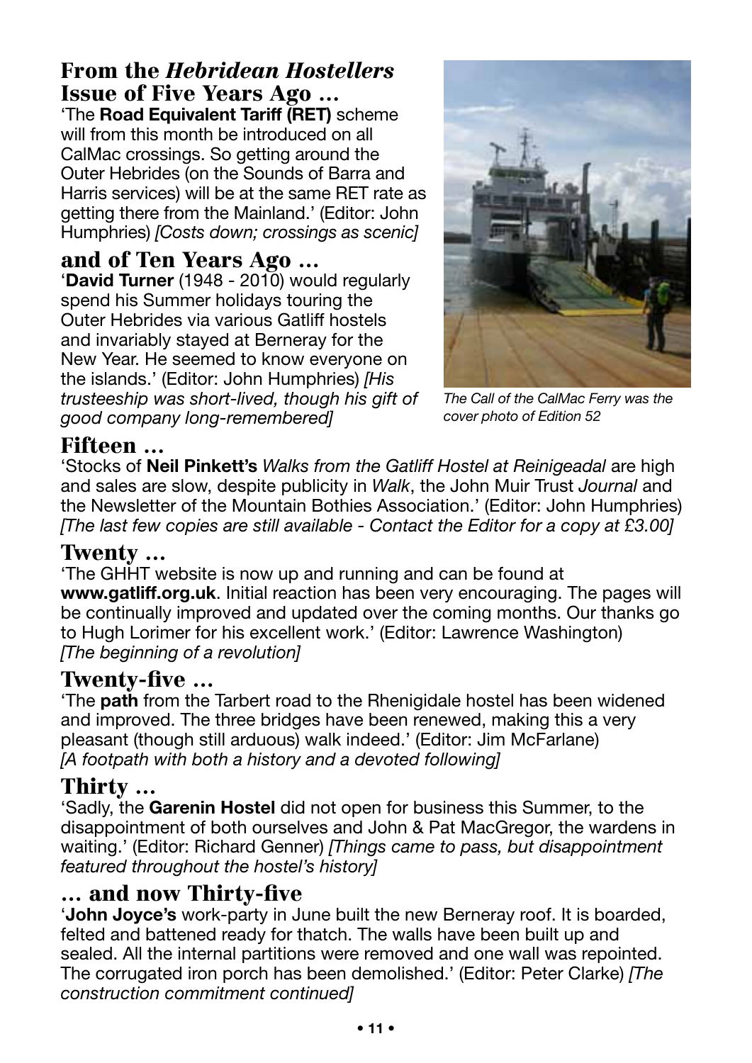## From the *Hebridean Hostellers* Issue of Five Years Ago ...

'The **Road Equivalent Tariff (RET)** scheme will from this month be introduced on all CalMac crossings. So getting around the Outer Hebrides (on the Sounds of Barra and Harris services) will be at the same RET rate as getting there from the Mainland.' (Editor: John Humphries) *[Costs down; crossings as scenic]*

## and of Ten Years Ago ...

'**David Turner** (1948 - 2010) would regularly spend his Summer holidays touring the Outer Hebrides via various Gatliff hostels and invariably stayed at Berneray for the New Year. He seemed to know everyone on the islands.' (Editor: John Humphries) *[His trusteeship was short-lived, though his gift of good company long-remembered]*

*The Call of the CalMac Ferry was the cover photo of Edition 52*

## Fifteen ...

'Stocks of **Neil Pinkett's** *Walks from the Gatliff Hostel at Reinigeadal* are high and sales are slow, despite publicity in *Walk*, the John Muir Trust *Journal* and the Newsletter of the Mountain Bothies Association.' (Editor: John Humphries) *[The last few copies are still available - Contact the Editor for a copy at £3.00]*

## Twenty ...

'The GHHT website is now up and running and can be found at **www.gatliff.org.uk**. Initial reaction has been very encouraging. The pages will be continually improved and updated over the coming months. Our thanks go to Hugh Lorimer for his excellent work.' (Editor: Lawrence Washington) *[The beginning of a revolution]*

## Twenty-five ...

'The **path** from the Tarbert road to the Rhenigidale hostel has been widened and improved. The three bridges have been renewed, making this a very pleasant (though still arduous) walk indeed.' (Editor: Jim McFarlane) *[A footpath with both a history and a devoted following]*

## Thirty ...

'Sadly, the **Garenin Hostel** did not open for business this Summer, to the disappointment of both ourselves and John & Pat MacGregor, the wardens in waiting.' (Editor: Richard Genner) *[Things came to pass, but disappointment featured throughout the hostel's history]*

## ... and now Thirty-five

'**John Joyce's** work-party in June built the new Berneray roof. It is boarded, felted and battened ready for thatch. The walls have been built up and sealed. All the internal partitions were removed and one wall was repointed. The corrugated iron porch has been demolished.' (Editor: Peter Clarke) *[The construction commitment continued]*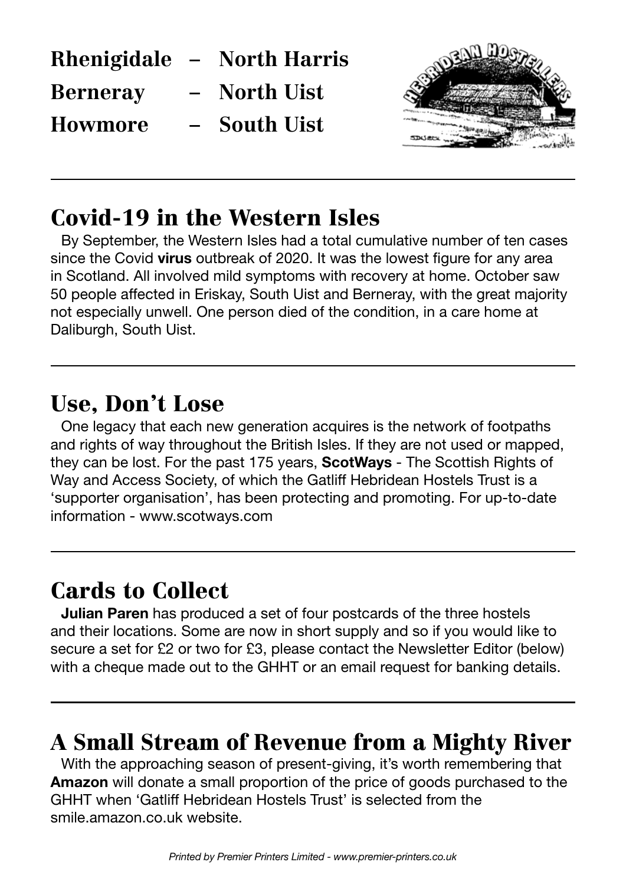**Rhenigidale – North Harris**
**Berneray – North Uist**
**Howmore – South Uist**

---

## Covid-19 in the Western Isles

By September, the Western Isles had a total cumulative number of ten cases since the Covid **virus** outbreak of 2020. It was the lowest figure for any area in Scotland. All involved mild symptoms with recovery at home. October saw 50 people affected in Eriskay, South Uist and Berneray, with the great majority not especially unwell. One person died of the condition, in a care home at Daliburgh, South Uist.

---

## Use, Don't Lose

One legacy that each new generation acquires is the network of footpaths and rights of way throughout the British Isles. If they are not used or mapped, they can be lost. For the past 175 years, **ScotWays** - The Scottish Rights of Way and Access Society, of which the Gatliff Hebridean Hostels Trust is a 'supporter organisation', has been protecting and promoting. For up-to-date information - www.scotways.com

---

## Cards to Collect

**Julian Paren** has produced a set of four postcards of the three hostels and their locations. Some are now in short supply and so if you would like to secure a set for £2 or two for £3, please contact the Newsletter Editor (below) with a cheque made out to the GHHT or an email request for banking details.

---

## A Small Stream of Revenue from a Mighty River

With the approaching season of present-giving, it's worth remembering that **Amazon** will donate a small proportion of the price of goods purchased to the GHHT when 'Gatliff Hebridean Hostels Trust' is selected from the smile.amazon.co.uk website.

*Printed by Premier Printers Limited - www.premier-printers.co.uk*